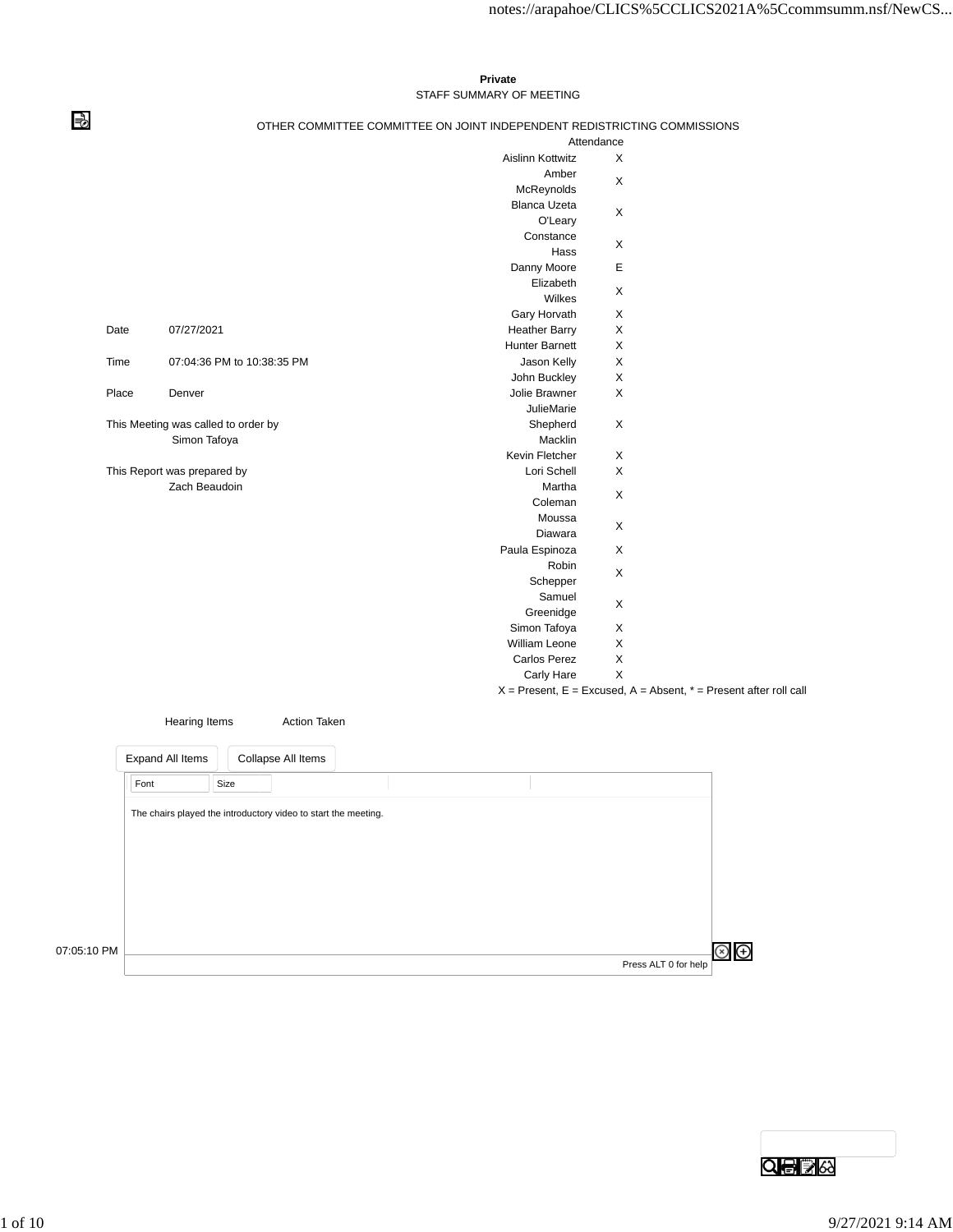**Private**

STAFF SUMMARY OF MEETING

OTHER COMMITTEE COMMITTEE ON JOINT INDEPENDENT REDISTRICTING COMMISSIONS

| | |
|---|---|
| Date | 07/27/2021 |
| Time | 07:04:36 PM to 10:38:35 PM |
| Place | Denver |

This Meeting was called to order by
Simon Tafoya

This Report was prepared by
Zach Beaudoin

| Attendance | |
|---|---|
| Aislinn Kottwitz | X |
| Amber McReynolds | X |
| Blanca Uzeta O'Leary | X |
| Constance Hass | X |
| Danny Moore | E |
| Elizabeth Wilkes | X |
| Gary Horvath | X |
| Heather Barry | X |
| Hunter Barnett | X |
| Jason Kelly | X |
| John Buckley | X |
| Jolie Brawner | X |
| JulieMarie Shepherd Macklin | X |
| Kevin Fletcher | X |
| Lori Schell | X |
| Martha Coleman | X |
| Moussa Diawara | X |
| Paula Espinoza | X |
| Robin Schepper | X |
| Samuel Greenidge | X |
| Simon Tafoya | X |
| William Leone | X |
| Carlos Perez | X |
| Carly Hare | X |

X = Present, E = Excused, A = Absent, * = Present after roll call

| Hearing Items | Action Taken |
|---|---|

07:05:10 PM

The chairs played the introductory video to start the meeting.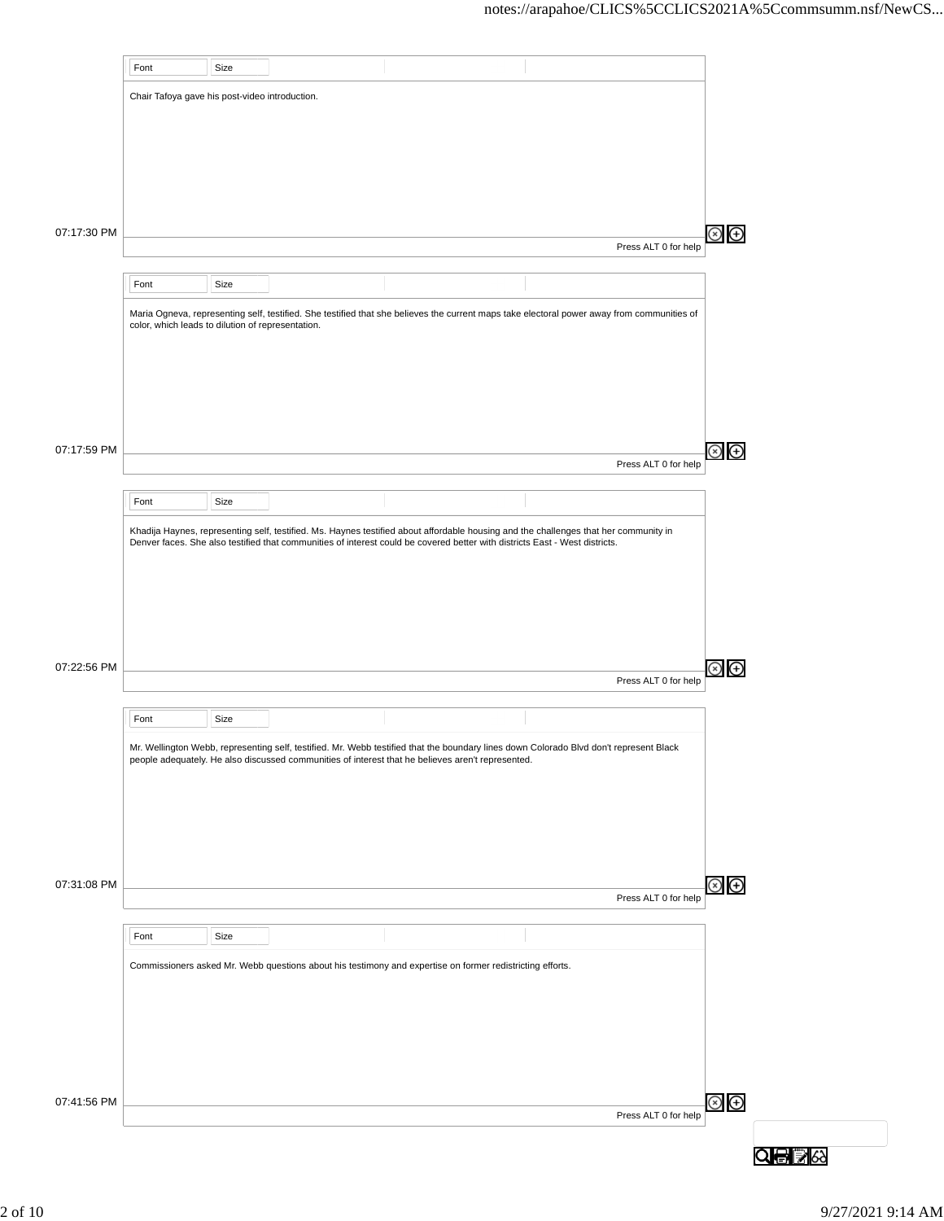Chair Tafoya gave his post-video introduction.

07:17:30 PM

Maria Ogneva, representing self, testified. She testified that she believes the current maps take electoral power away from communities of color, which leads to dilution of representation.

07:17:59 PM

Khadija Haynes, representing self, testified. Ms. Haynes testified about affordable housing and the challenges that her community in Denver faces. She also testified that communities of interest could be covered better with districts East - West districts.

07:22:56 PM

Mr. Wellington Webb, representing self, testified. Mr. Webb testified that the boundary lines down Colorado Blvd don't represent Black people adequately. He also discussed communities of interest that he believes aren't represented.

07:31:08 PM

Commissioners asked Mr. Webb questions about his testimony and expertise on former redistricting efforts.

07:41:56 PM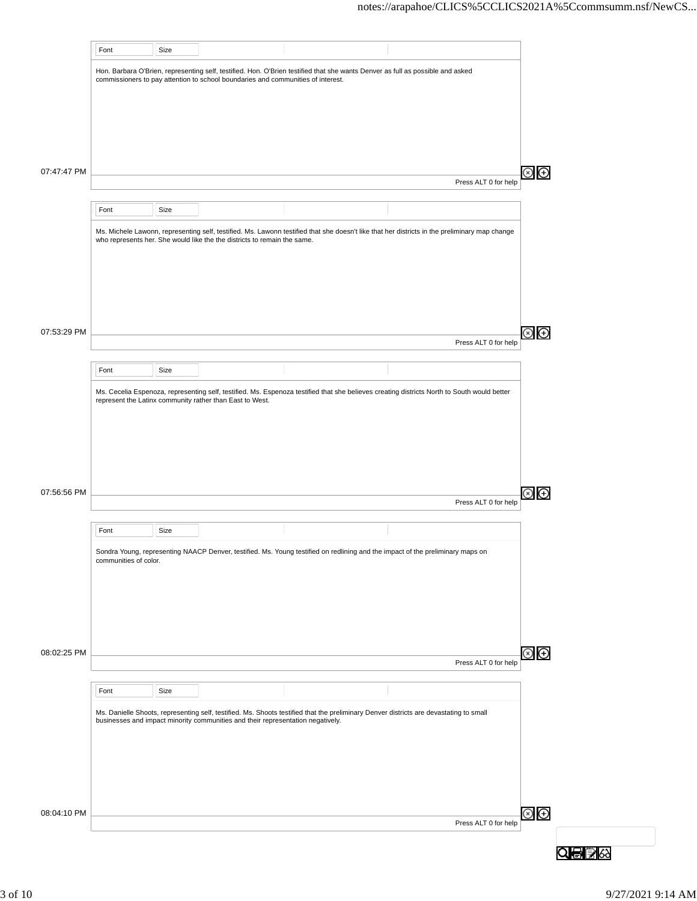Hon. Barbara O'Brien, representing self, testified. Hon. O'Brien testified that she wants Denver as full as possible and asked commissioners to pay attention to school boundaries and communities of interest.

07:47:47 PM

Ms. Michele Lawonn, representing self, testified. Ms. Lawonn testified that she doesn't like that her districts in the preliminary map change who represents her. She would like the the districts to remain the same.

07:53:29 PM

Ms. Cecelia Espenoza, representing self, testified. Ms. Espenoza testified that she believes creating districts North to South would better represent the Latinx community rather than East to West.

07:56:56 PM

Sondra Young, representing NAACP Denver, testified. Ms. Young testified on redlining and the impact of the preliminary maps on communities of color.

08:02:25 PM

Ms. Danielle Shoots, representing self, testified. Ms. Shoots testified that the preliminary Denver districts are devastating to small businesses and impact minority communities and their representation negatively.

08:04:10 PM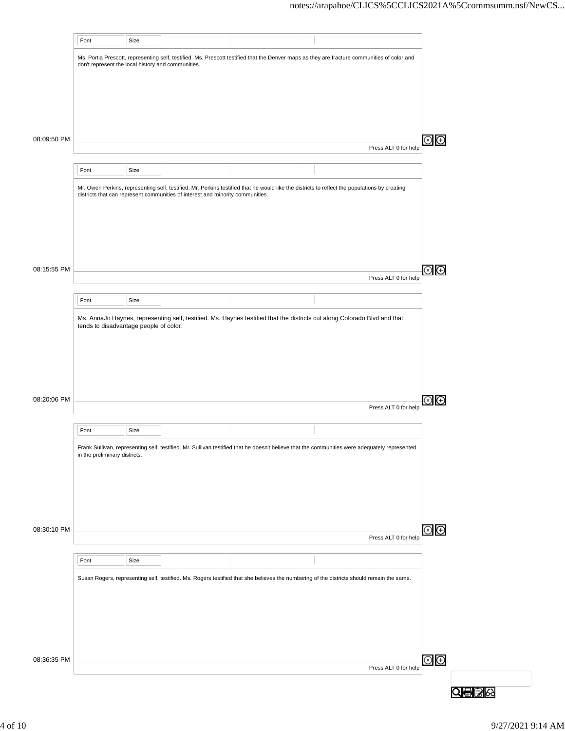Ms. Portia Prescott, representing self, testified. Ms. Prescott testified that the Denver maps as they are fracture communities of color and don't represent the local history and communities.

08:09:50 PM

Mr. Owen Perkins, representing self, testified. Mr. Perkins testified that he would like the districts to reflect the populations by creating districts that can represent communities of interest and minority communities.

08:15:55 PM

Ms. AnnaJo Haynes, representing self, testified. Ms. Haynes testified that the districts cut along Colorado Blvd and that tends to disadvantage people of color.

08:20:06 PM

Frank Sullivan, representing self, testified. Mr. Sullivan testified that he doesn't believe that the communities were adequately represented in the preliminary districts.

08:30:10 PM

Susan Rogers, representing self, testified. Ms. Rogers testified that she believes the numbering of the districts should remain the same.

08:36:35 PM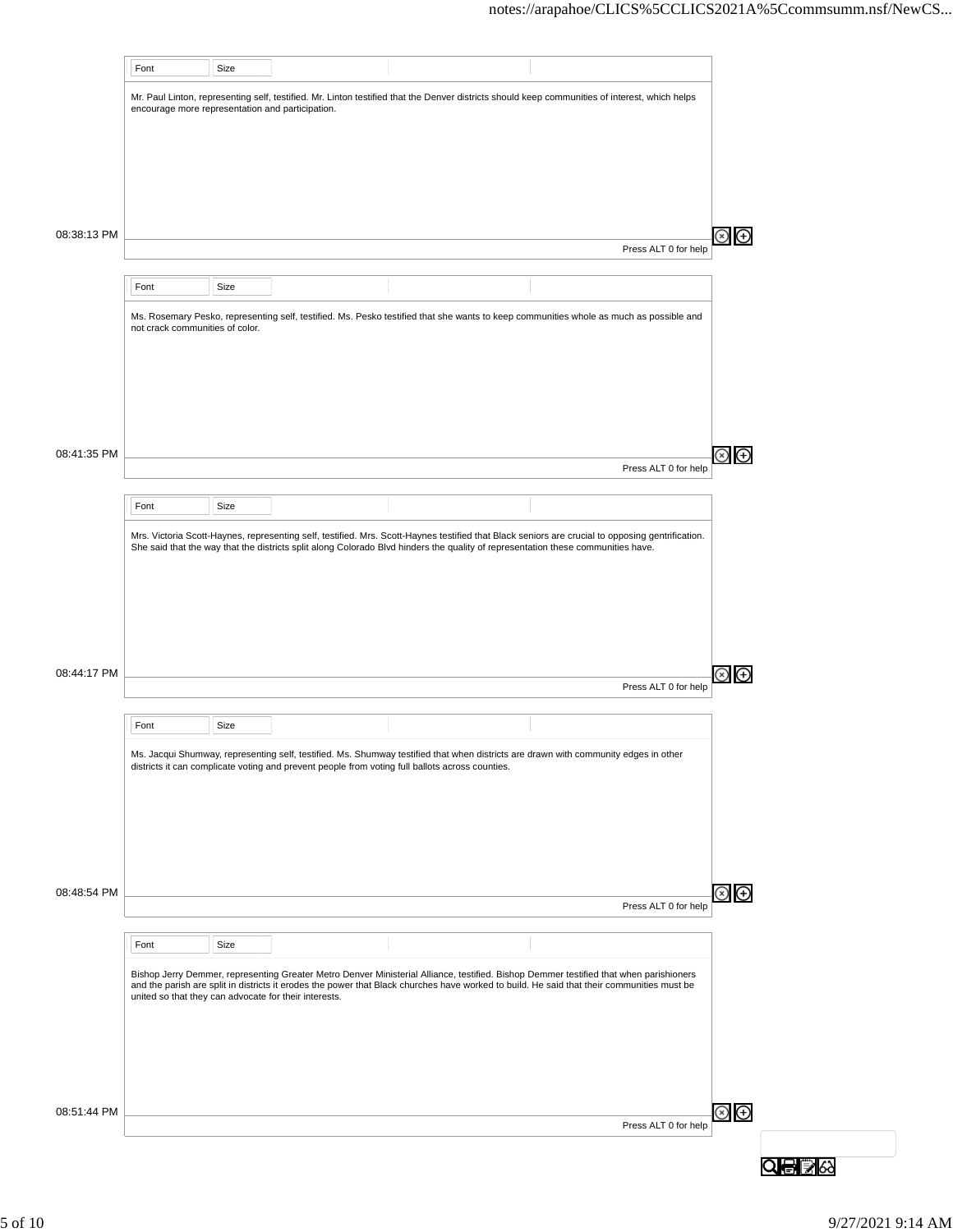Mr. Paul Linton, representing self, testified. Mr. Linton testified that the Denver districts should keep communities of interest, which helps encourage more representation and participation.

08:38:13 PM

Ms. Rosemary Pesko, representing self, testified. Ms. Pesko testified that she wants to keep communities whole as much as possible and not crack communities of color.

08:41:35 PM

Mrs. Victoria Scott-Haynes, representing self, testified. Mrs. Scott-Haynes testified that Black seniors are crucial to opposing gentrification. She said that the way that the districts split along Colorado Blvd hinders the quality of representation these communities have.

08:44:17 PM

Ms. Jacqui Shumway, representing self, testified. Ms. Shumway testified that when districts are drawn with community edges in other districts it can complicate voting and prevent people from voting full ballots across counties.

08:48:54 PM

Bishop Jerry Demmer, representing Greater Metro Denver Ministerial Alliance, testified. Bishop Demmer testified that when parishioners and the parish are split in districts it erodes the power that Black churches have worked to build. He said that their communities must be united so that they can advocate for their interests.

08:51:44 PM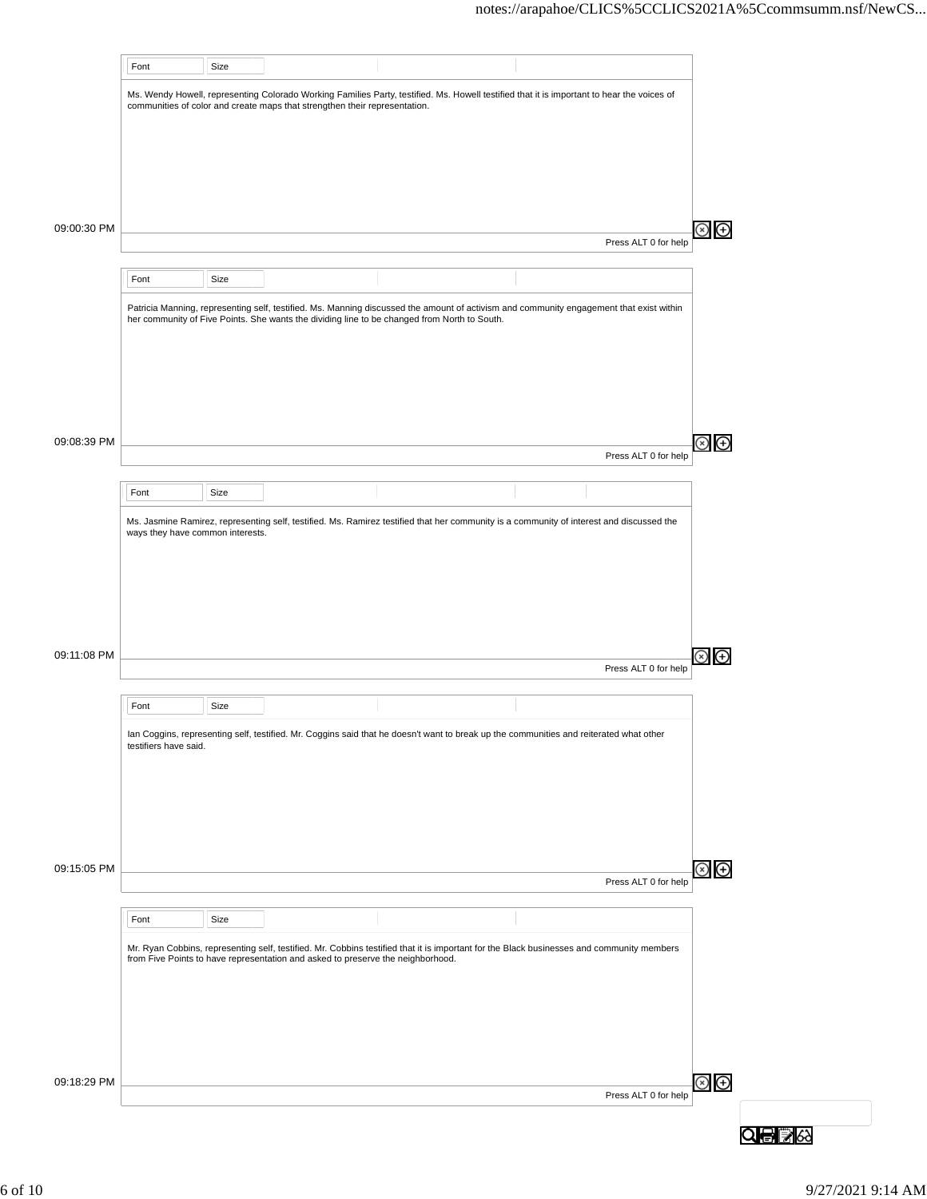Ms. Wendy Howell, representing Colorado Working Families Party, testified. Ms. Howell testified that it is important to hear the voices of communities of color and create maps that strengthen their representation.

09:00:30 PM

Patricia Manning, representing self, testified. Ms. Manning discussed the amount of activism and community engagement that exist within her community of Five Points. She wants the dividing line to be changed from North to South.

09:08:39 PM

Ms. Jasmine Ramirez, representing self, testified. Ms. Ramirez testified that her community is a community of interest and discussed the ways they have common interests.

09:11:08 PM

Ian Coggins, representing self, testified. Mr. Coggins said that he doesn't want to break up the communities and reiterated what other testifiers have said.

09:15:05 PM

Mr. Ryan Cobbins, representing self, testified. Mr. Cobbins testified that it is important for the Black businesses and community members from Five Points to have representation and asked to preserve the neighborhood.

09:18:29 PM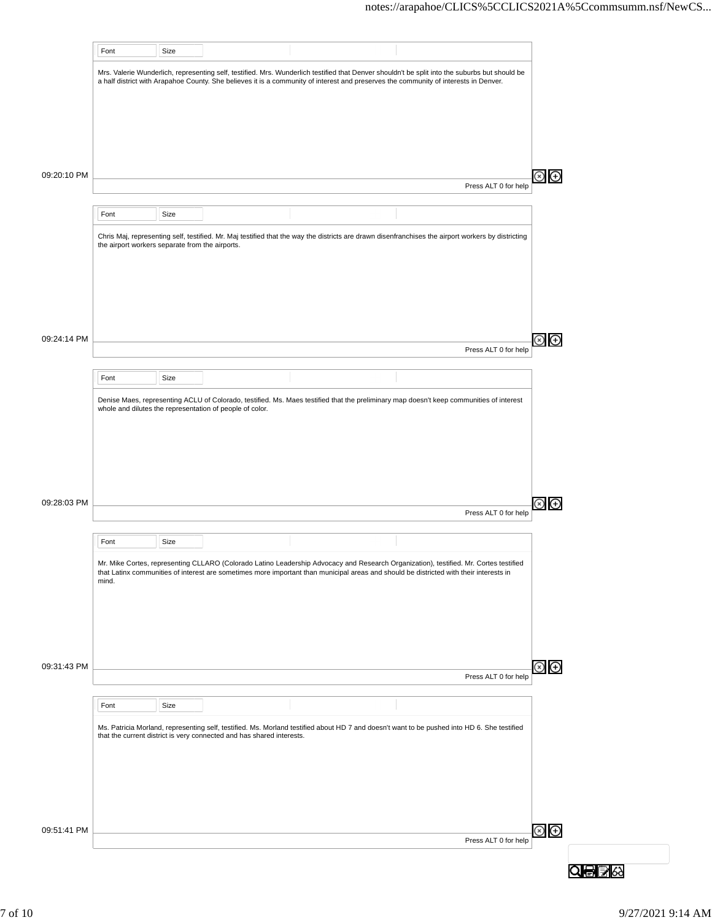Mrs. Valerie Wunderlich, representing self, testified. Mrs. Wunderlich testified that Denver shouldn't be split into the suburbs but should be a half district with Arapahoe County. She believes it is a community of interest and preserves the community of interests in Denver.

09:20:10 PM

Chris Maj, representing self, testified. Mr. Maj testified that the way the districts are drawn disenfranchises the airport workers by districting the airport workers separate from the airports.

09:24:14 PM

Denise Maes, representing ACLU of Colorado, testified. Ms. Maes testified that the preliminary map doesn't keep communities of interest whole and dilutes the representation of people of color.

09:28:03 PM

Mr. Mike Cortes, representing CLLARO (Colorado Latino Leadership Advocacy and Research Organization), testified. Mr. Cortes testified that Latinx communities of interest are sometimes more important than municipal areas and should be districted with their interests in mind.

09:31:43 PM

Ms. Patricia Morland, representing self, testified. Ms. Morland testified about HD 7 and doesn't want to be pushed into HD 6. She testified that the current district is very connected and has shared interests.

09:51:41 PM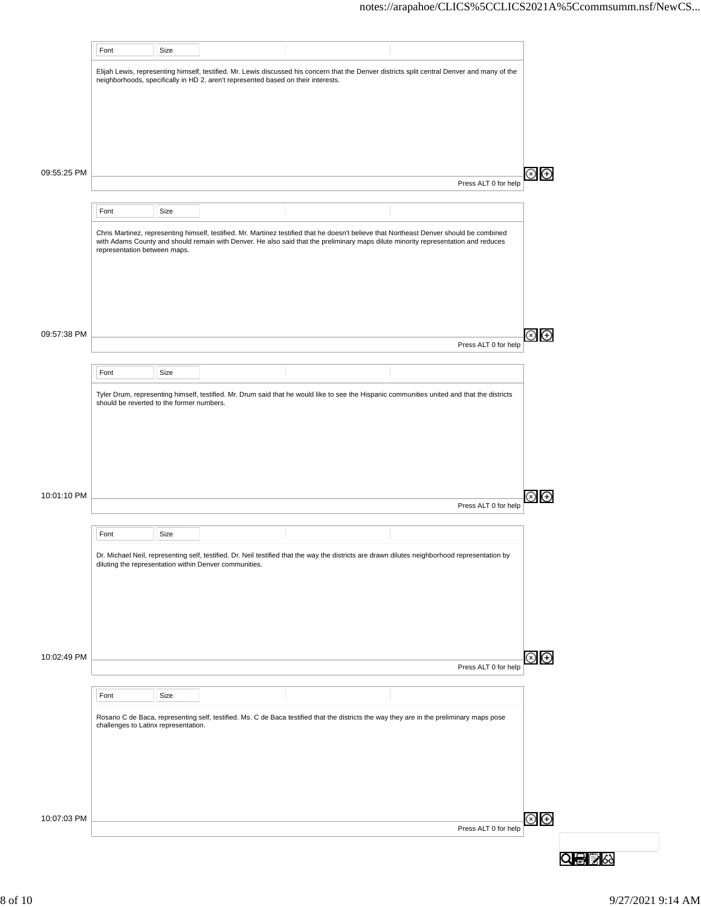09:55:25 PM

Elijah Lewis, representing himself, testified. Mr. Lewis discussed his concern that the Denver districts split central Denver and many of the neighborhoods, specifically in HD 2, aren't represented based on their interests.

09:57:38 PM

Chris Martinez, representing himself, testified. Mr. Martinez testified that he doesn't believe that Northeast Denver should be combined with Adams County and should remain with Denver. He also said that the preliminary maps dilute minority representation and reduces representation between maps.

10:01:10 PM

Tyler Drum, representing himself, testified. Mr. Drum said that he would like to see the Hispanic communities united and that the districts should be reverted to the former numbers.

10:02:49 PM

Dr. Michael Neil, representing self, testified. Dr. Neil testified that the way the districts are drawn dilutes neighborhood representation by diluting the representation within Denver communities.

10:07:03 PM

Rosario C de Baca, representing self, testified. Ms. C de Baca testified that the districts the way they are in the preliminary maps pose challenges to Latinx representation.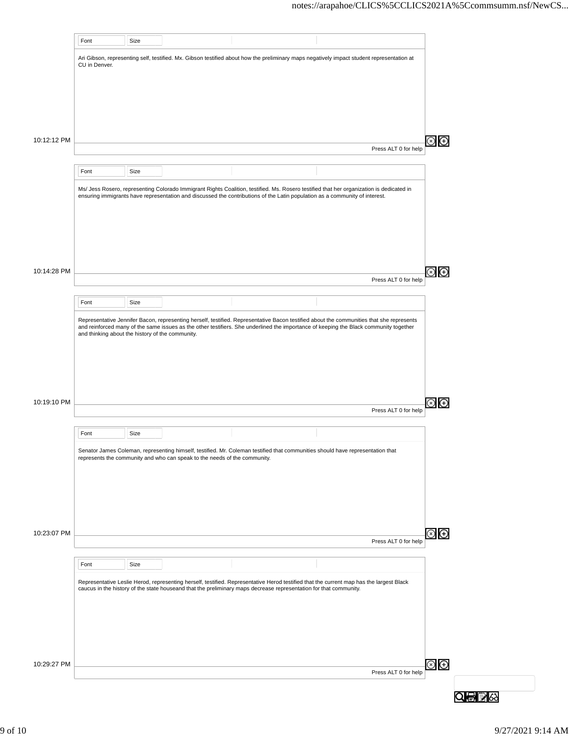Ari Gibson, representing self, testified. Mx. Gibson testified about how the preliminary maps negatively impact student representation at CU in Denver.

10:12:12 PM

Ms/ Jess Rosero, representing Colorado Immigrant Rights Coalition, testified. Ms. Rosero testified that her organization is dedicated in ensuring immigrants have representation and discussed the contributions of the Latin population as a community of interest.

10:14:28 PM

Representative Jennifer Bacon, representing herself, testified. Representative Bacon testified about the communities that she represents and reinforced many of the same issues as the other testifiers. She underlined the importance of keeping the Black community together and thinking about the history of the community.

10:19:10 PM

Senator James Coleman, representing himself, testified. Mr. Coleman testified that communities should have representation that represents the community and who can speak to the needs of the community.

10:23:07 PM

Representative Leslie Herod, representing herself, testified. Representative Herod testified that the current map has the largest Black caucus in the history of the state houseand that the preliminary maps decrease representation for that community.

10:29:27 PM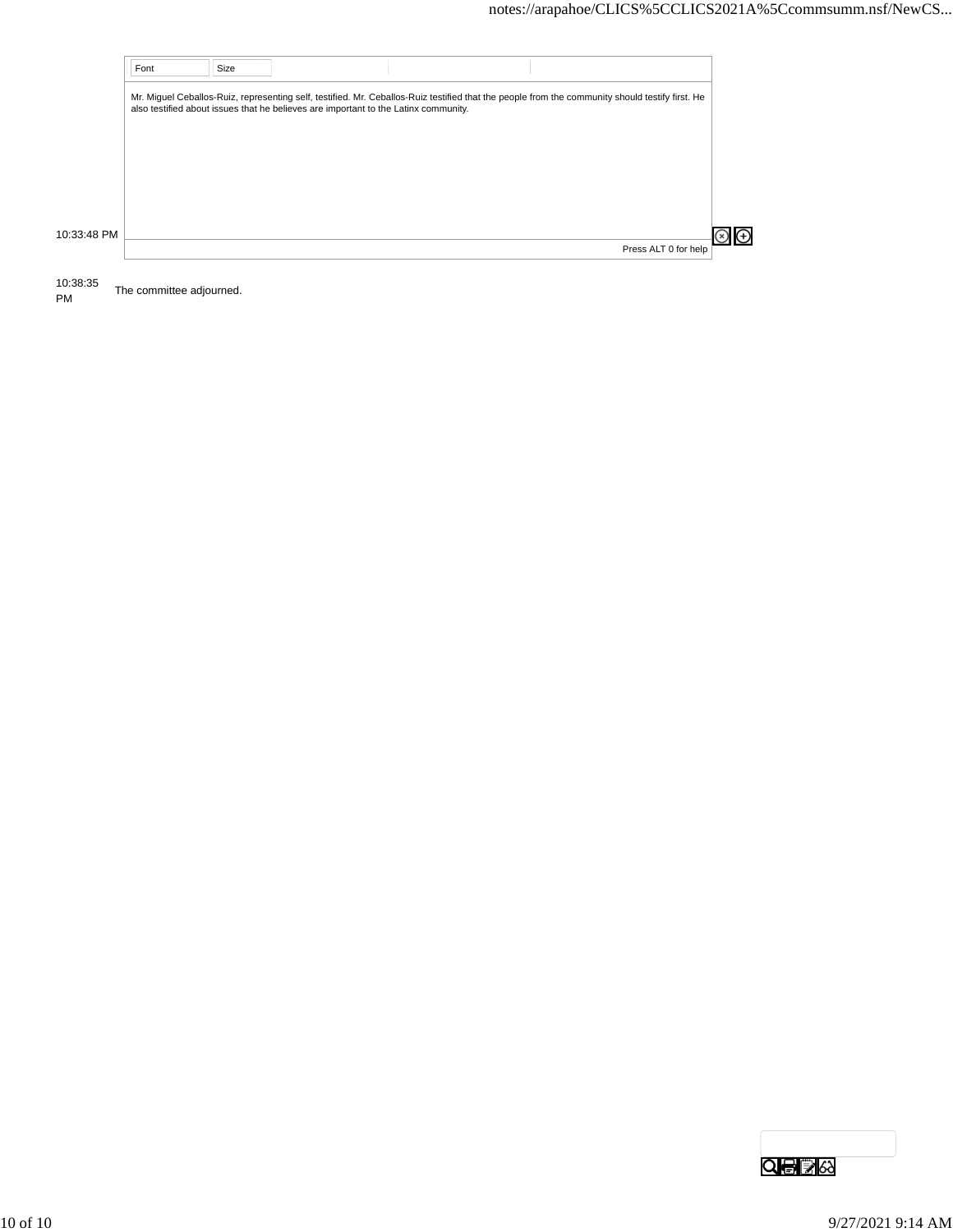| | |
|---|---|
| 10:33:48 PM | Mr. Miguel Ceballos-Ruiz, representing self, testified. Mr. Ceballos-Ruiz testified that the people from the community should testify first. He also testified about issues that he believes are important to the Latinx community. |
| 10:38:35 PM | The committee adjourned. |